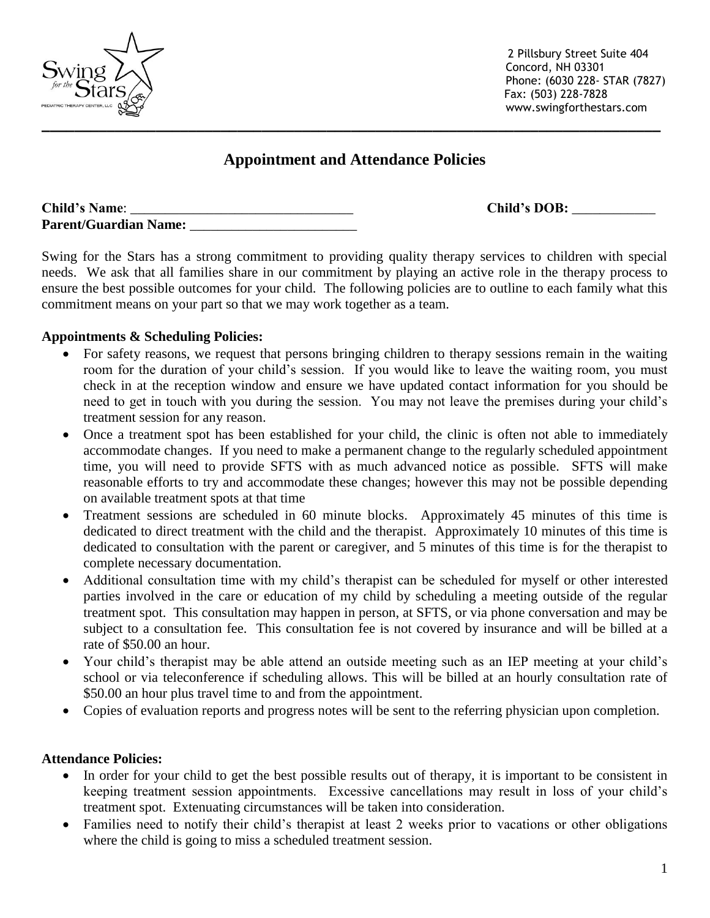Swing for the Stars
PEDIATRIC THERAPY CENTER, LLC

2 Pillsbury Street Suite 404
Concord, NH 03301
Phone: (6030 228- STAR (7827)
Fax: (503) 228-7828
www.swingforthestars.com

# Appointment and Attendance Policies

**Child's Name**: \_\_\_\_\_\_\_\_\_\_\_\_\_\_\_\_\_\_\_\_\_\_\_\_\_\_\_\_\_\_\_\_\_ **Child's DOB:** \_\_\_\_\_\_\_\_\_\_\_\_
**Parent/Guardian Name:** \_\_\_\_\_\_\_\_\_\_\_\_\_\_\_\_\_\_\_\_\_\_\_\_

Swing for the Stars has a strong commitment to providing quality therapy services to children with special needs. We ask that all families share in our commitment by playing an active role in the therapy process to ensure the best possible outcomes for your child. The following policies are to outline to each family what this commitment means on your part so that we may work together as a team.

**Appointments & Scheduling Policies:**

- For safety reasons, we request that persons bringing children to therapy sessions remain in the waiting room for the duration of your child's session. If you would like to leave the waiting room, you must check in at the reception window and ensure we have updated contact information for you should be need to get in touch with you during the session. You may not leave the premises during your child's treatment session for any reason.
- Once a treatment spot has been established for your child, the clinic is often not able to immediately accommodate changes. If you need to make a permanent change to the regularly scheduled appointment time, you will need to provide SFTS with as much advanced notice as possible. SFTS will make reasonable efforts to try and accommodate these changes; however this may not be possible depending on available treatment spots at that time
- Treatment sessions are scheduled in 60 minute blocks. Approximately 45 minutes of this time is dedicated to direct treatment with the child and the therapist. Approximately 10 minutes of this time is dedicated to consultation with the parent or caregiver, and 5 minutes of this time is for the therapist to complete necessary documentation.
- Additional consultation time with my child's therapist can be scheduled for myself or other interested parties involved in the care or education of my child by scheduling a meeting outside of the regular treatment spot. This consultation may happen in person, at SFTS, or via phone conversation and may be subject to a consultation fee. This consultation fee is not covered by insurance and will be billed at a rate of $50.00 an hour.
- Your child's therapist may be able attend an outside meeting such as an IEP meeting at your child's school or via teleconference if scheduling allows. This will be billed at an hourly consultation rate of $50.00 an hour plus travel time to and from the appointment.
- Copies of evaluation reports and progress notes will be sent to the referring physician upon completion.

**Attendance Policies:**

- In order for your child to get the best possible results out of therapy, it is important to be consistent in keeping treatment session appointments. Excessive cancellations may result in loss of your child's treatment spot. Extenuating circumstances will be taken into consideration.
- Families need to notify their child's therapist at least 2 weeks prior to vacations or other obligations where the child is going to miss a scheduled treatment session.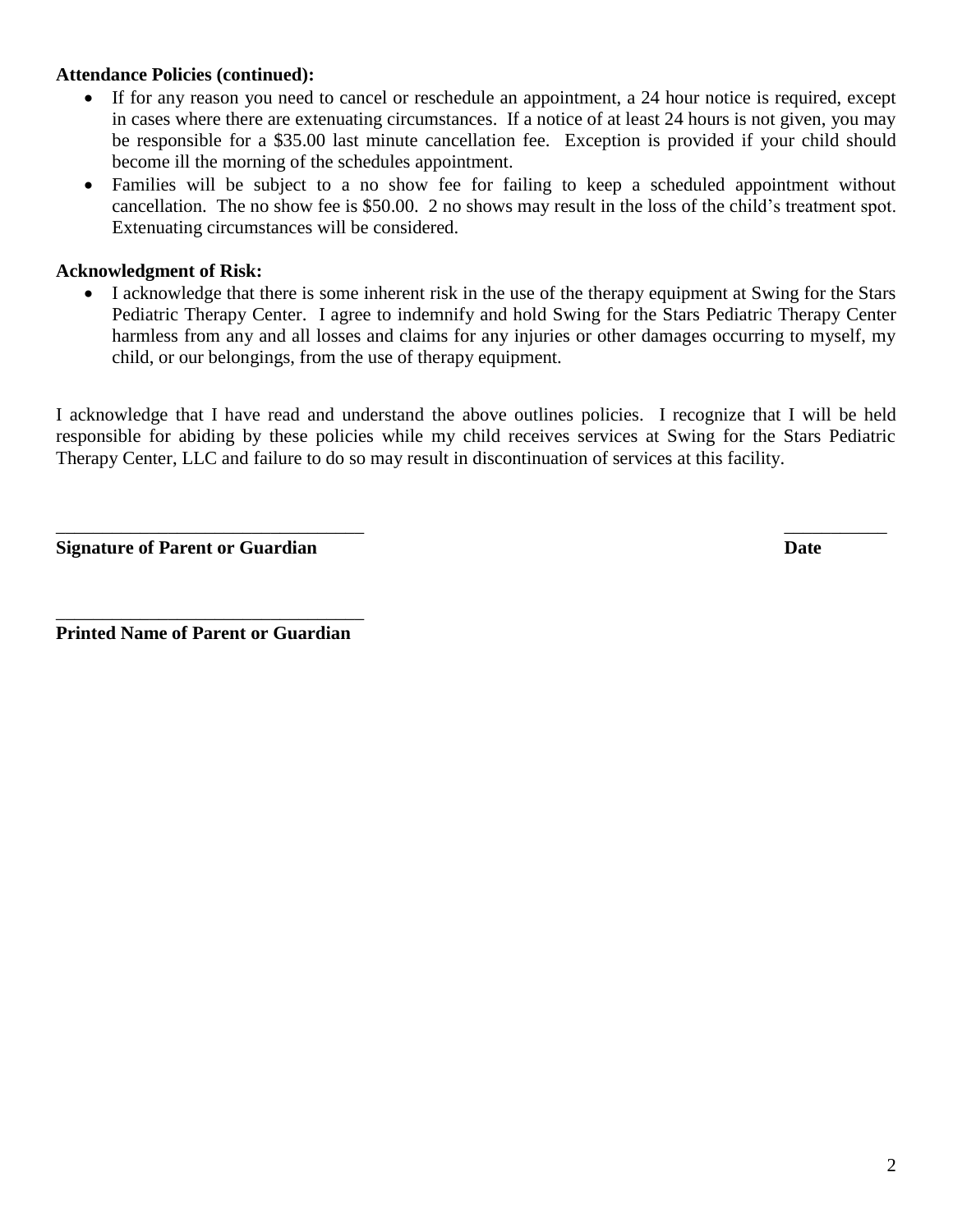**Attendance Policies (continued):**

- If for any reason you need to cancel or reschedule an appointment, a 24 hour notice is required, except in cases where there are extenuating circumstances. If a notice of at least 24 hours is not given, you may be responsible for a $35.00 last minute cancellation fee. Exception is provided if your child should become ill the morning of the schedules appointment.
- Families will be subject to a no show fee for failing to keep a scheduled appointment without cancellation. The no show fee is $50.00. 2 no shows may result in the loss of the child's treatment spot. Extenuating circumstances will be considered.

**Acknowledgment of Risk:**

- I acknowledge that there is some inherent risk in the use of the therapy equipment at Swing for the Stars Pediatric Therapy Center. I agree to indemnify and hold Swing for the Stars Pediatric Therapy Center harmless from any and all losses and claims for any injuries or other damages occurring to myself, my child, or our belongings, from the use of therapy equipment.

I acknowledge that I have read and understand the above outlines policies. I recognize that I will be held responsible for abiding by these policies while my child receives services at Swing for the Stars Pediatric Therapy Center, LLC and failure to do so may result in discontinuation of services at this facility.

_________________________________ ___________

**Signature of Parent or Guardian** **Date**

_________________________________

**Printed Name of Parent or Guardian**